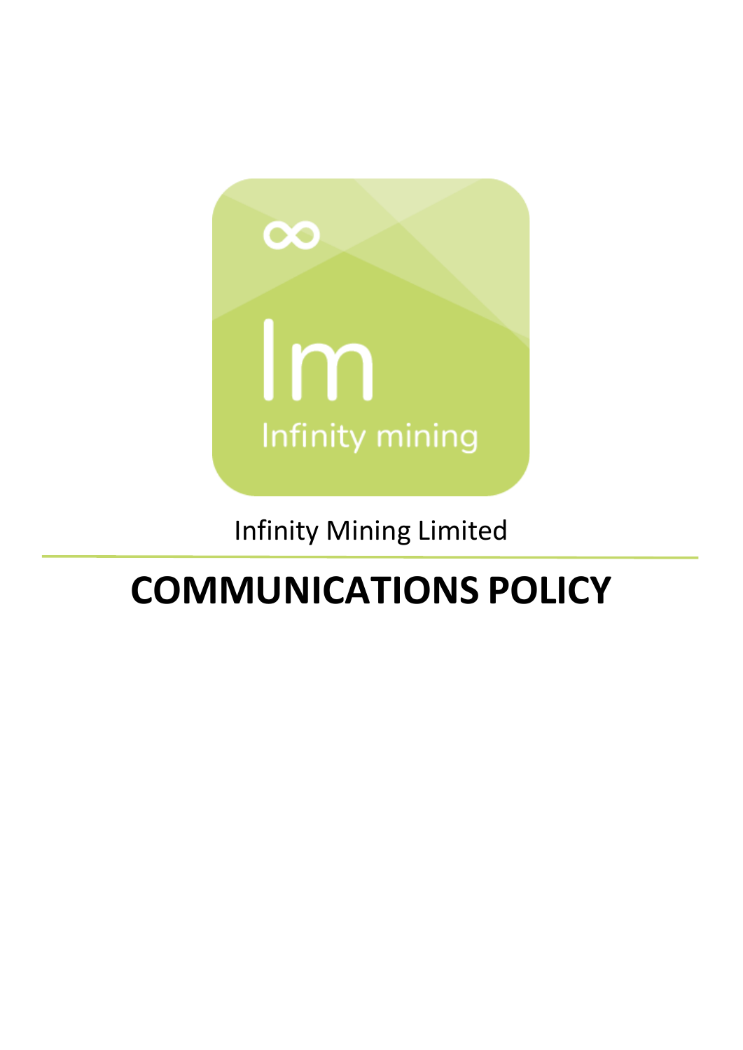∞

Im

Infinity mining

Infinity Mining Limited

# COMMUNICATIONS POLICY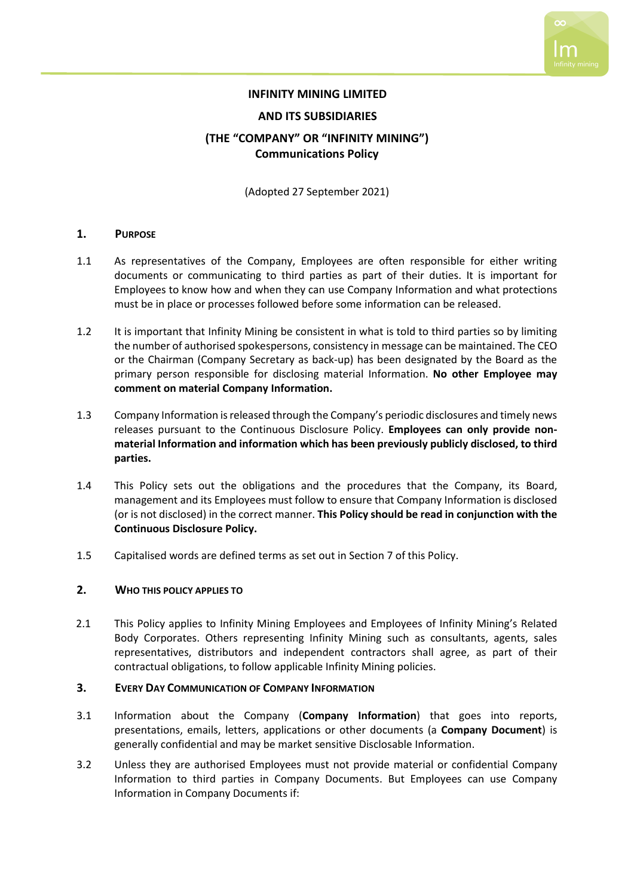**INFINITY MINING LIMITED**

**AND ITS SUBSIDIARIES**

**(THE "COMPANY" OR "INFINITY MINING")**
**Communications Policy**

(Adopted 27 September 2021)

## 1. Purpose

1.1 As representatives of the Company, Employees are often responsible for either writing documents or communicating to third parties as part of their duties. It is important for Employees to know how and when they can use Company Information and what protections must be in place or processes followed before some information can be released.

1.2 It is important that Infinity Mining be consistent in what is told to third parties so by limiting the number of authorised spokespersons, consistency in message can be maintained. The CEO or the Chairman (Company Secretary as back-up) has been designated by the Board as the primary person responsible for disclosing material Information. **No other Employee may comment on material Company Information.**

1.3 Company Information is released through the Company's periodic disclosures and timely news releases pursuant to the Continuous Disclosure Policy. **Employees can only provide non-material Information and information which has been previously publicly disclosed, to third parties.**

1.4 This Policy sets out the obligations and the procedures that the Company, its Board, management and its Employees must follow to ensure that Company Information is disclosed (or is not disclosed) in the correct manner. **This Policy should be read in conjunction with the Continuous Disclosure Policy.**

1.5 Capitalised words are defined terms as set out in Section 7 of this Policy.

## 2. Who this policy applies to

2.1 This Policy applies to Infinity Mining Employees and Employees of Infinity Mining's Related Body Corporates. Others representing Infinity Mining such as consultants, agents, sales representatives, distributors and independent contractors shall agree, as part of their contractual obligations, to follow applicable Infinity Mining policies.

## 3. Every Day Communication of Company Information

3.1 Information about the Company (**Company Information**) that goes into reports, presentations, emails, letters, applications or other documents (a **Company Document**) is generally confidential and may be market sensitive Disclosable Information.

3.2 Unless they are authorised Employees must not provide material or confidential Company Information to third parties in Company Documents. But Employees can use Company Information in Company Documents if: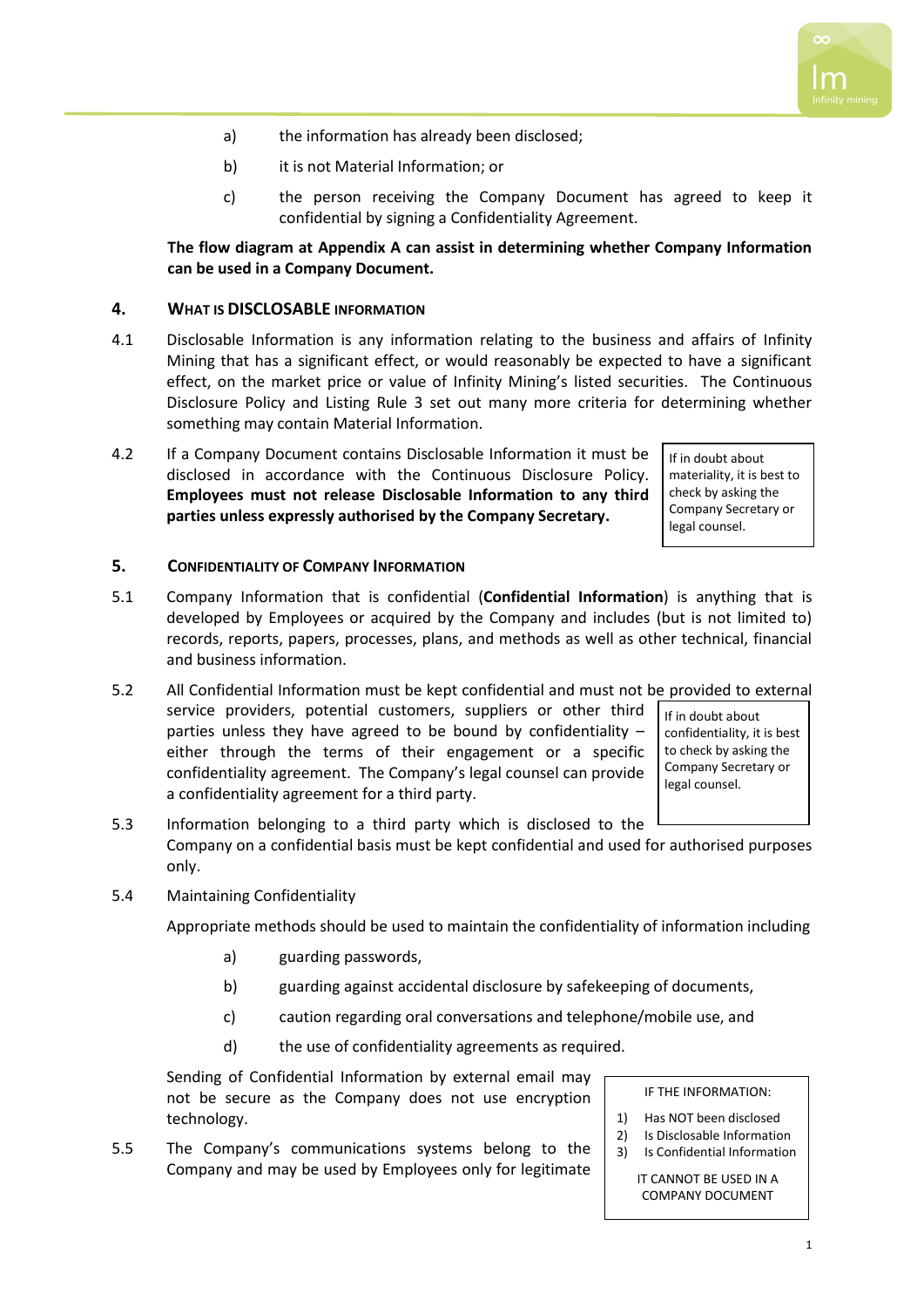a) the information has already been disclosed;

b) it is not Material Information; or

c) the person receiving the Company Document has agreed to keep it confidential by signing a Confidentiality Agreement.

**The flow diagram at Appendix A can assist in determining whether Company Information can be used in a Company Document.**

## 4. WHAT IS DISCLOSABLE INFORMATION

4.1 Disclosable Information is any information relating to the business and affairs of Infinity Mining that has a significant effect, or would reasonably be expected to have a significant effect, on the market price or value of Infinity Mining's listed securities. The Continuous Disclosure Policy and Listing Rule 3 set out many more criteria for determining whether something may contain Material Information.

4.2 If a Company Document contains Disclosable Information it must be disclosed in accordance with the Continuous Disclosure Policy. **Employees must not release Disclosable Information to any third parties unless expressly authorised by the Company Secretary.**

> If in doubt about materiality, it is best to check by asking the Company Secretary or legal counsel.

## 5. CONFIDENTIALITY OF COMPANY INFORMATION

5.1 Company Information that is confidential (**Confidential Information**) is anything that is developed by Employees or acquired by the Company and includes (but is not limited to) records, reports, papers, processes, plans, and methods as well as other technical, financial and business information.

5.2 All Confidential Information must be kept confidential and must not be provided to external service providers, potential customers, suppliers or other third parties unless they have agreed to be bound by confidentiality – either through the terms of their engagement or a specific confidentiality agreement. The Company's legal counsel can provide a confidentiality agreement for a third party.

> If in doubt about confidentiality, it is best to check by asking the Company Secretary or legal counsel.

5.3 Information belonging to a third party which is disclosed to the Company on a confidential basis must be kept confidential and used for authorised purposes only.

5.4 Maintaining Confidentiality

Appropriate methods should be used to maintain the confidentiality of information including

a) guarding passwords,

b) guarding against accidental disclosure by safekeeping of documents,

c) caution regarding oral conversations and telephone/mobile use, and

d) the use of confidentiality agreements as required.

Sending of Confidential Information by external email may not be secure as the Company does not use encryption technology.

> IF THE INFORMATION:
>
> 1) Has NOT been disclosed
> 2) Is Disclosable Information
> 3) Is Confidential Information
>
> IT CANNOT BE USED IN A COMPANY DOCUMENT

5.5 The Company's communications systems belong to the Company and may be used by Employees only for legitimate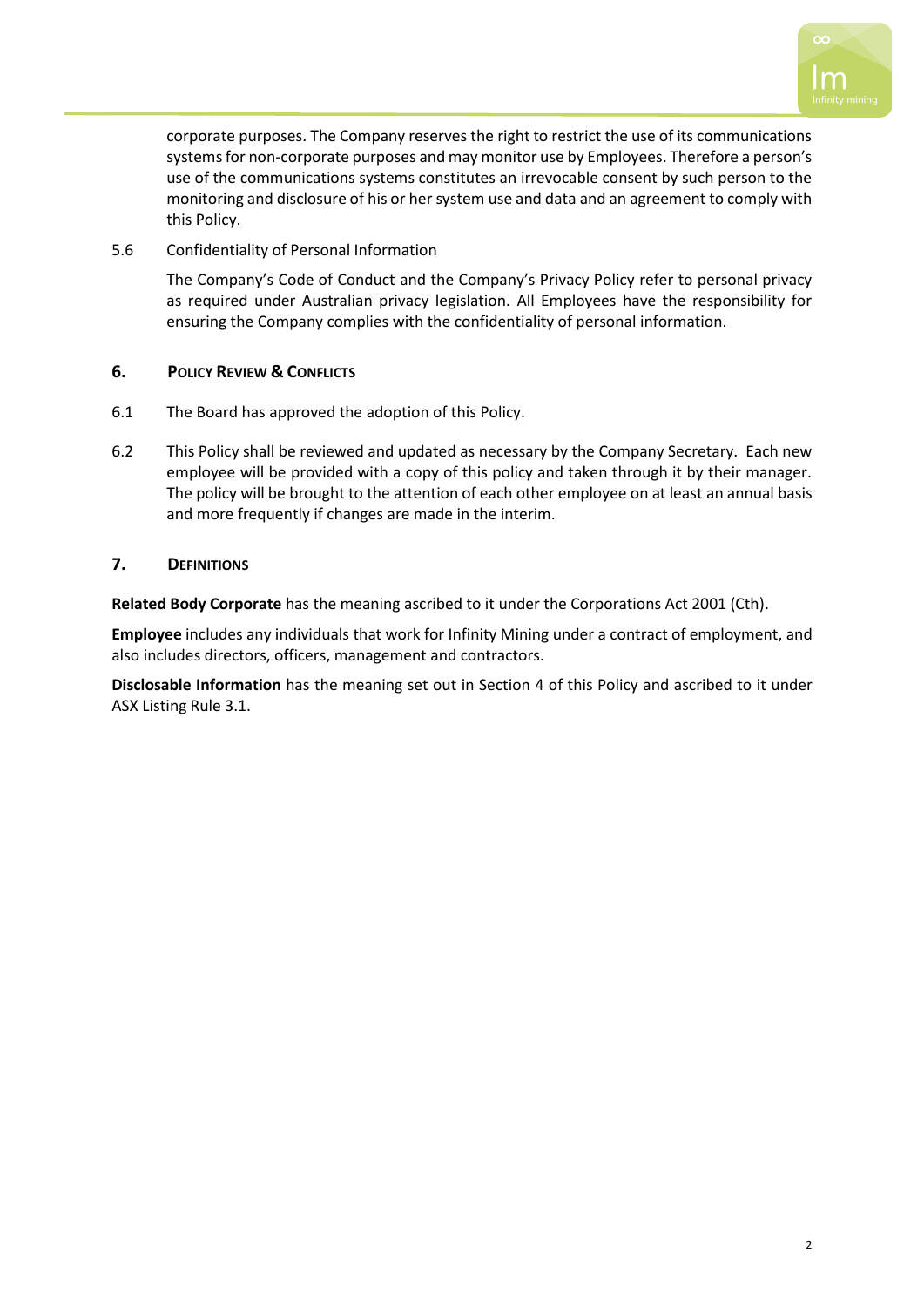corporate purposes. The Company reserves the right to restrict the use of its communications systems for non-corporate purposes and may monitor use by Employees. Therefore a person's use of the communications systems constitutes an irrevocable consent by such person to the monitoring and disclosure of his or her system use and data and an agreement to comply with this Policy.

5.6 Confidentiality of Personal Information

The Company's Code of Conduct and the Company's Privacy Policy refer to personal privacy as required under Australian privacy legislation. All Employees have the responsibility for ensuring the Company complies with the confidentiality of personal information.

## 6. Policy Review & Conflicts

6.1 The Board has approved the adoption of this Policy.

6.2 This Policy shall be reviewed and updated as necessary by the Company Secretary. Each new employee will be provided with a copy of this policy and taken through it by their manager. The policy will be brought to the attention of each other employee on at least an annual basis and more frequently if changes are made in the interim.

## 7. Definitions

**Related Body Corporate** has the meaning ascribed to it under the Corporations Act 2001 (Cth).

**Employee** includes any individuals that work for Infinity Mining under a contract of employment, and also includes directors, officers, management and contractors.

**Disclosable Information** has the meaning set out in Section 4 of this Policy and ascribed to it under ASX Listing Rule 3.1.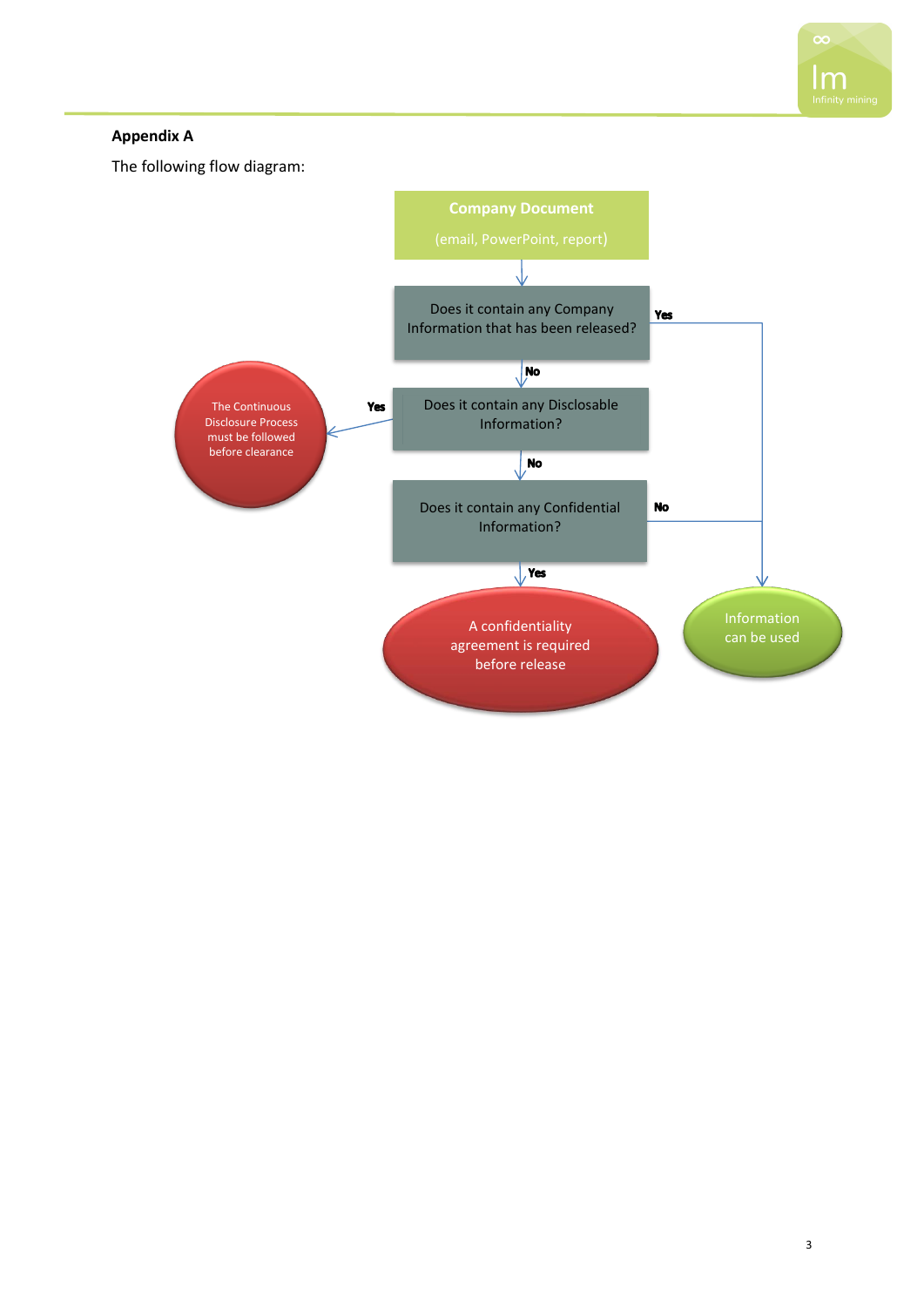**Appendix A**

The following flow diagram:

Company Document

(email, PowerPoint, report)

Does it contain any Company Information that has been released?

Yes

No

Does it contain any Disclosable Information?

Yes

The Continuous Disclosure Process must be followed before clearance

No

Does it contain any Confidential Information?

No

Yes

A confidentiality agreement is required before release

Information can be used